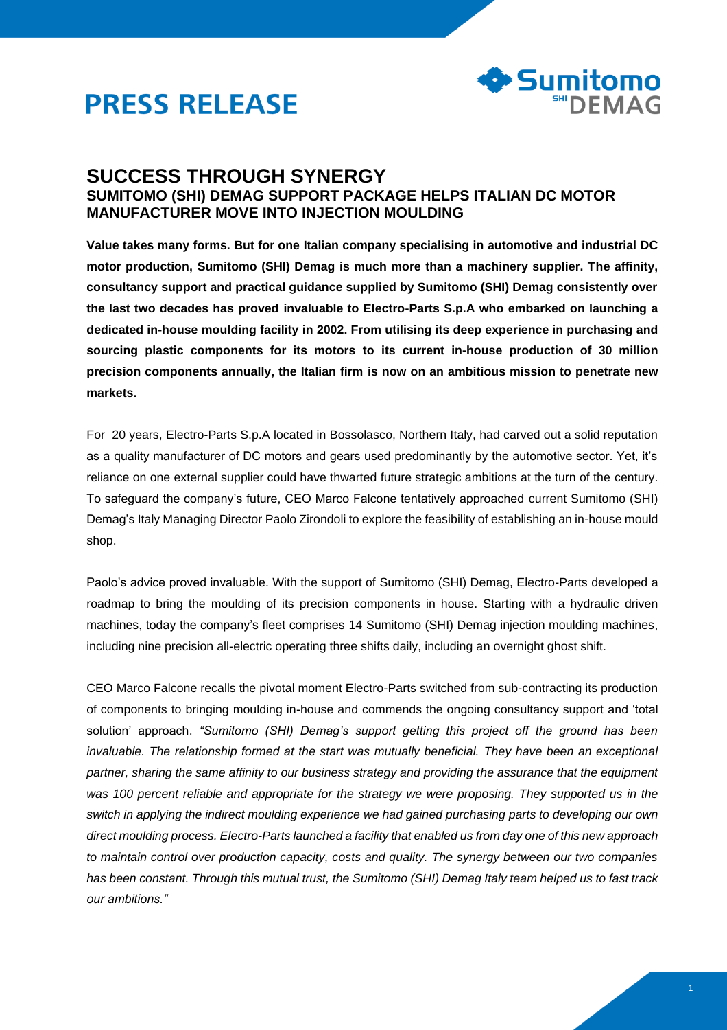# PRESS RELEASE

## SUCCESS THROUGH SYNERGY

### SUMITOMO (SHI) DEMAG SUPPORT PACKAGE HELPS ITALIAN DC MOTOR MANUFACTURER MOVE INTO INJECTION MOULDING

**Value takes many forms. But for one Italian company specialising in automotive and industrial DC motor production, Sumitomo (SHI) Demag is much more than a machinery supplier. The affinity, consultancy support and practical guidance supplied by Sumitomo (SHI) Demag consistently over the last two decades has proved invaluable to Electro-Parts S.p.A who embarked on launching a dedicated in-house moulding facility in 2002. From utilising its deep experience in purchasing and sourcing plastic components for its motors to its current in-house production of 30 million precision components annually, the Italian firm is now on an ambitious mission to penetrate new markets.**

For 20 years, Electro-Parts S.p.A located in Bossolasco, Northern Italy, had carved out a solid reputation as a quality manufacturer of DC motors and gears used predominantly by the automotive sector. Yet, it's reliance on one external supplier could have thwarted future strategic ambitions at the turn of the century. To safeguard the company's future, CEO Marco Falcone tentatively approached current Sumitomo (SHI) Demag's Italy Managing Director Paolo Zirondoli to explore the feasibility of establishing an in-house mould shop.

Paolo's advice proved invaluable. With the support of Sumitomo (SHI) Demag, Electro-Parts developed a roadmap to bring the moulding of its precision components in house. Starting with a hydraulic driven machines, today the company's fleet comprises 14 Sumitomo (SHI) Demag injection moulding machines, including nine precision all-electric operating three shifts daily, including an overnight ghost shift.

CEO Marco Falcone recalls the pivotal moment Electro-Parts switched from sub-contracting its production of components to bringing moulding in-house and commends the ongoing consultancy support and 'total solution' approach. *"Sumitomo (SHI) Demag's support getting this project off the ground has been invaluable. The relationship formed at the start was mutually beneficial. They have been an exceptional partner, sharing the same affinity to our business strategy and providing the assurance that the equipment was 100 percent reliable and appropriate for the strategy we were proposing. They supported us in the switch in applying the indirect moulding experience we had gained purchasing parts to developing our own direct moulding process. Electro-Parts launched a facility that enabled us from day one of this new approach to maintain control over production capacity, costs and quality. The synergy between our two companies has been constant. Through this mutual trust, the Sumitomo (SHI) Demag Italy team helped us to fast track our ambitions."*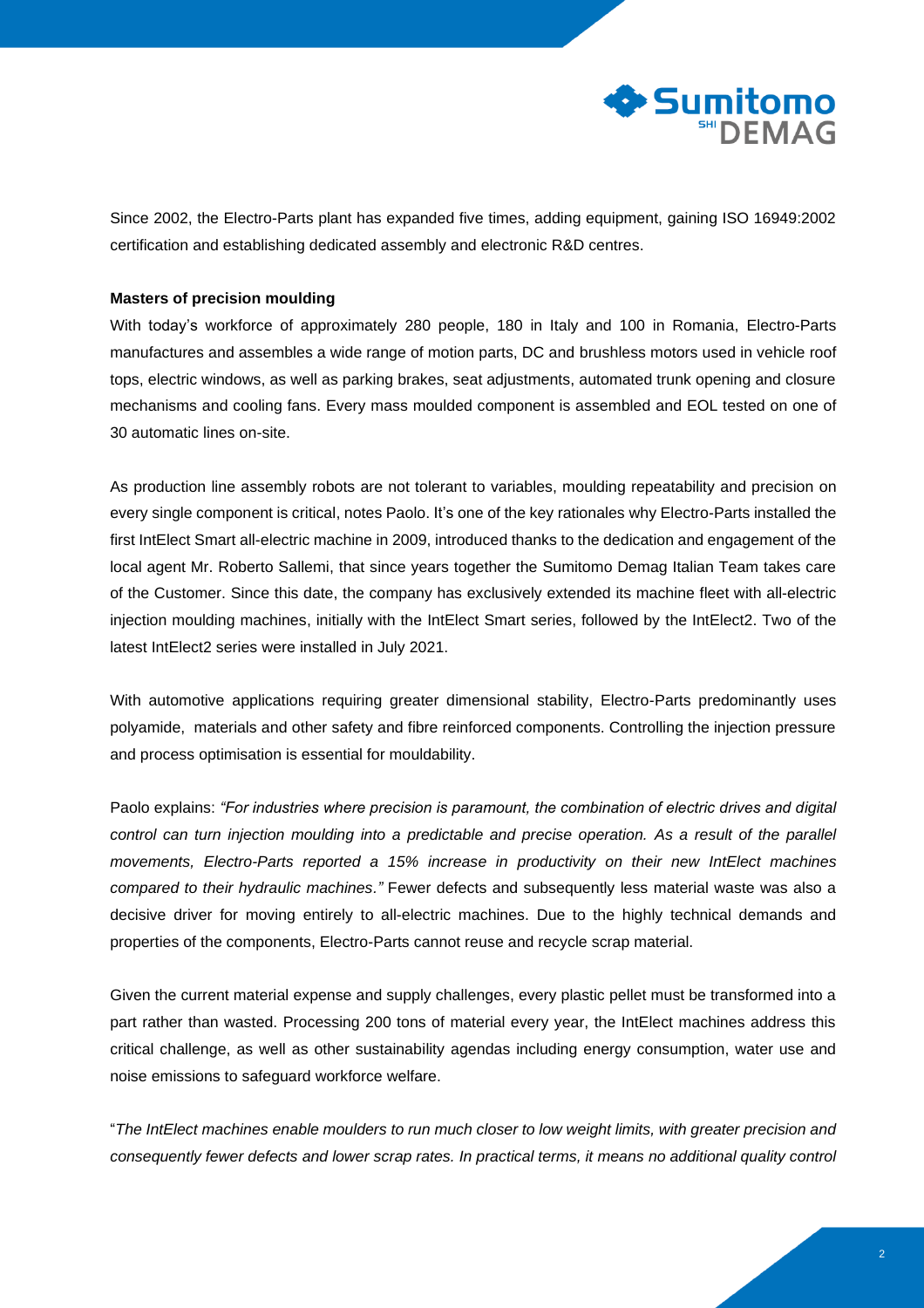Since 2002, the Electro-Parts plant has expanded five times, adding equipment, gaining ISO 16949:2002 certification and establishing dedicated assembly and electronic R&D centres.

**Masters of precision moulding**

With today's workforce of approximately 280 people, 180 in Italy and 100 in Romania, Electro-Parts manufactures and assembles a wide range of motion parts, DC and brushless motors used in vehicle roof tops, electric windows, as well as parking brakes, seat adjustments, automated trunk opening and closure mechanisms and cooling fans. Every mass moulded component is assembled and EOL tested on one of 30 automatic lines on-site.

As production line assembly robots are not tolerant to variables, moulding repeatability and precision on every single component is critical, notes Paolo. It's one of the key rationales why Electro-Parts installed the first IntElect Smart all-electric machine in 2009, introduced thanks to the dedication and engagement of the local agent Mr. Roberto Sallemi, that since years together the Sumitomo Demag Italian Team takes care of the Customer. Since this date, the company has exclusively extended its machine fleet with all-electric injection moulding machines, initially with the IntElect Smart series, followed by the IntElect2. Two of the latest IntElect2 series were installed in July 2021.

With automotive applications requiring greater dimensional stability, Electro-Parts predominantly uses polyamide,  materials and other safety and fibre reinforced components. Controlling the injection pressure and process optimisation is essential for mouldability.

Paolo explains: *"For industries where precision is paramount, the combination of electric drives and digital control can turn injection moulding into a predictable and precise operation. As a result of the parallel movements, Electro-Parts reported a 15% increase in productivity on their new IntElect machines compared to their hydraulic machines."* Fewer defects and subsequently less material waste was also a decisive driver for moving entirely to all-electric machines. Due to the highly technical demands and properties of the components, Electro-Parts cannot reuse and recycle scrap material.

Given the current material expense and supply challenges, every plastic pellet must be transformed into a part rather than wasted. Processing 200 tons of material every year, the IntElect machines address this critical challenge, as well as other sustainability agendas including energy consumption, water use and noise emissions to safeguard workforce welfare.

"*The IntElect machines enable moulders to run much closer to low weight limits, with greater precision and consequently fewer defects and lower scrap rates. In practical terms, it means no additional quality control*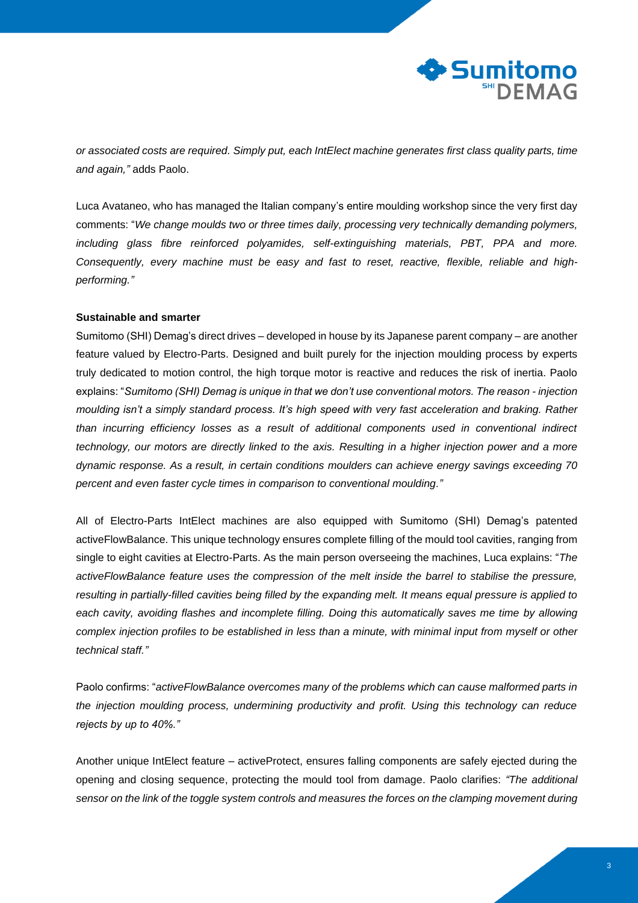*or associated costs are required. Simply put, each IntElect machine generates first class quality parts, time and again,"* adds Paolo.

Luca Avataneo, who has managed the Italian company's entire moulding workshop since the very first day comments: "*We change moulds two or three times daily, processing very technically demanding polymers, including glass fibre reinforced polyamides, self-extinguishing materials, PBT, PPA and more. Consequently, every machine must be easy and fast to reset, reactive, flexible, reliable and high-performing."*

**Sustainable and smarter**

Sumitomo (SHI) Demag's direct drives – developed in house by its Japanese parent company – are another feature valued by Electro-Parts. Designed and built purely for the injection moulding process by experts truly dedicated to motion control, the high torque motor is reactive and reduces the risk of inertia. Paolo explains: "*Sumitomo (SHI) Demag is unique in that we don't use conventional motors. The reason - injection moulding isn't a simply standard process. It's high speed with very fast acceleration and braking. Rather than incurring efficiency losses as a result of additional components used in conventional indirect technology, our motors are directly linked to the axis. Resulting in a higher injection power and a more dynamic response. As a result, in certain conditions moulders can achieve energy savings exceeding 70 percent and even faster cycle times in comparison to conventional moulding."*

All of Electro-Parts IntElect machines are also equipped with Sumitomo (SHI) Demag's patented activeFlowBalance. This unique technology ensures complete filling of the mould tool cavities, ranging from single to eight cavities at Electro-Parts. As the main person overseeing the machines, Luca explains: "*The activeFlowBalance feature uses the compression of the melt inside the barrel to stabilise the pressure, resulting in partially-filled cavities being filled by the expanding melt. It means equal pressure is applied to each cavity, avoiding flashes and incomplete filling. Doing this automatically saves me time by allowing complex injection profiles to be established in less than a minute, with minimal input from myself or other technical staff."*

Paolo confirms: "*activeFlowBalance overcomes many of the problems which can cause malformed parts in the injection moulding process, undermining productivity and profit. Using this technology can reduce rejects by up to 40%."*

Another unique IntElect feature – activeProtect, ensures falling components are safely ejected during the opening and closing sequence, protecting the mould tool from damage. Paolo clarifies: *"The additional sensor on the link of the toggle system controls and measures the forces on the clamping movement during*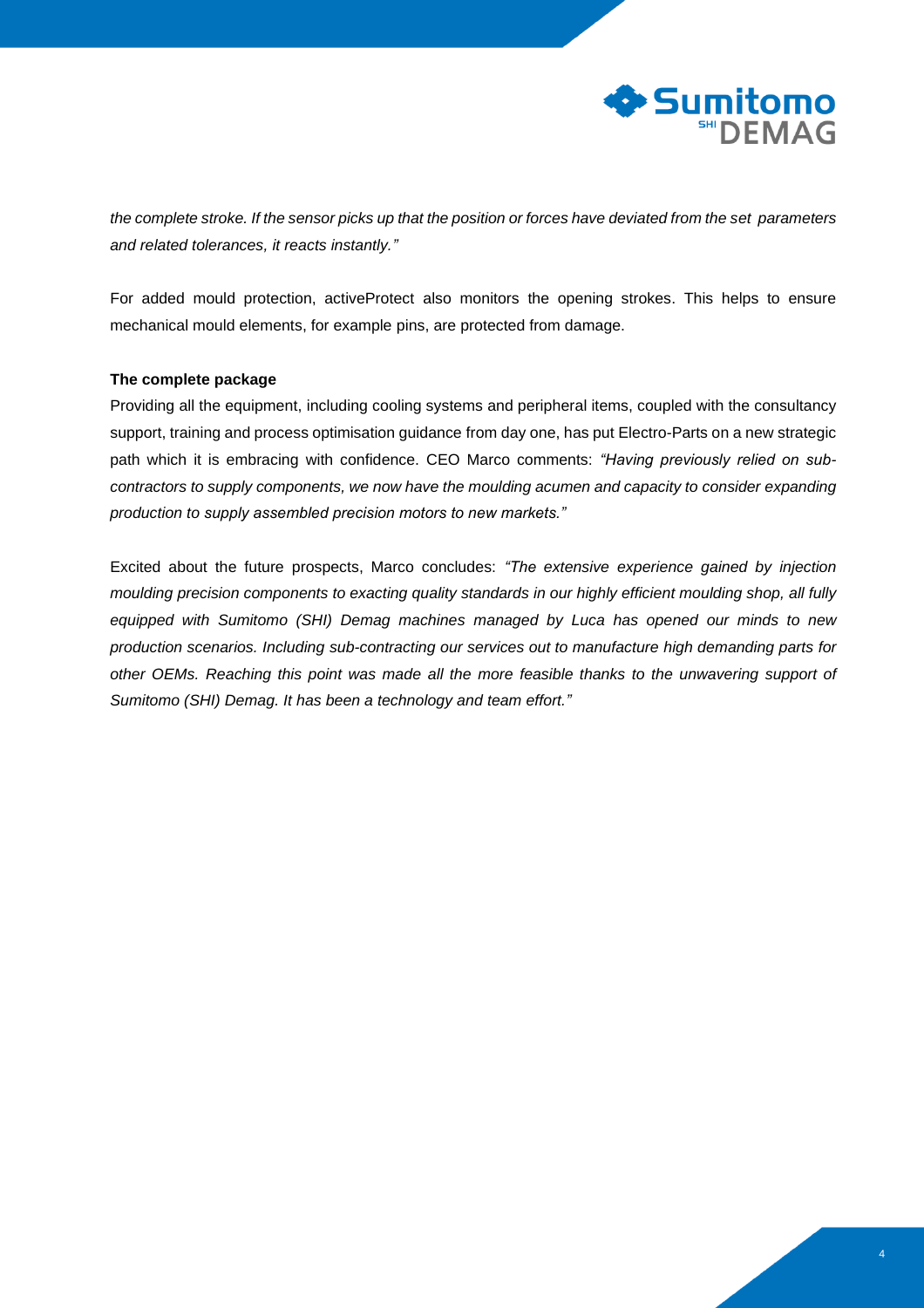*the complete stroke. If the sensor picks up that the position or forces have deviated from the set parameters and related tolerances, it reacts instantly."*

For added mould protection, activeProtect also monitors the opening strokes. This helps to ensure mechanical mould elements, for example pins, are protected from damage.

**The complete package**

Providing all the equipment, including cooling systems and peripheral items, coupled with the consultancy support, training and process optimisation guidance from day one, has put Electro-Parts on a new strategic path which it is embracing with confidence. CEO Marco comments: *"Having previously relied on sub-contractors to supply components, we now have the moulding acumen and capacity to consider expanding production to supply assembled precision motors to new markets."*

Excited about the future prospects, Marco concludes: *"The extensive experience gained by injection moulding precision components to exacting quality standards in our highly efficient moulding shop, all fully equipped with Sumitomo (SHI) Demag machines managed by Luca has opened our minds to new production scenarios. Including sub-contracting our services out to manufacture high demanding parts for other OEMs. Reaching this point was made all the more feasible thanks to the unwavering support of Sumitomo (SHI) Demag. It has been a technology and team effort."*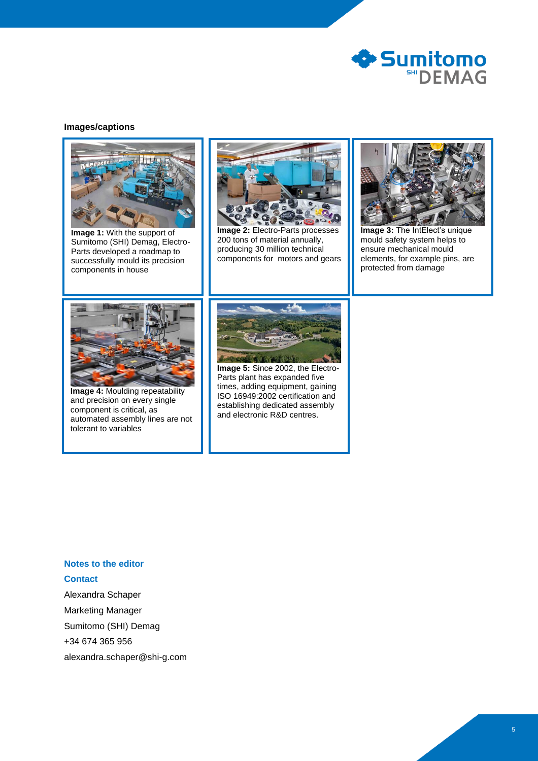**Images/captions**

**Image 1:** With the support of Sumitomo (SHI) Demag, Electro-Parts developed a roadmap to successfully mould its precision components in house

**Image 2:** Electro-Parts processes 200 tons of material annually, producing 30 million technical components for motors and gears

**Image 3:** The IntElect's unique mould safety system helps to ensure mechanical mould elements, for example pins, are protected from damage

**Image 4:** Moulding repeatability and precision on every single component is critical, as automated assembly lines are not tolerant to variables

**Image 5:** Since 2002, the Electro-Parts plant has expanded five times, adding equipment, gaining ISO 16949:2002 certification and establishing dedicated assembly and electronic R&D centres.

## Notes to the editor

### Contact

Alexandra Schaper

Marketing Manager

Sumitomo (SHI) Demag

+34 674 365 956

alexandra.schaper@shi-g.com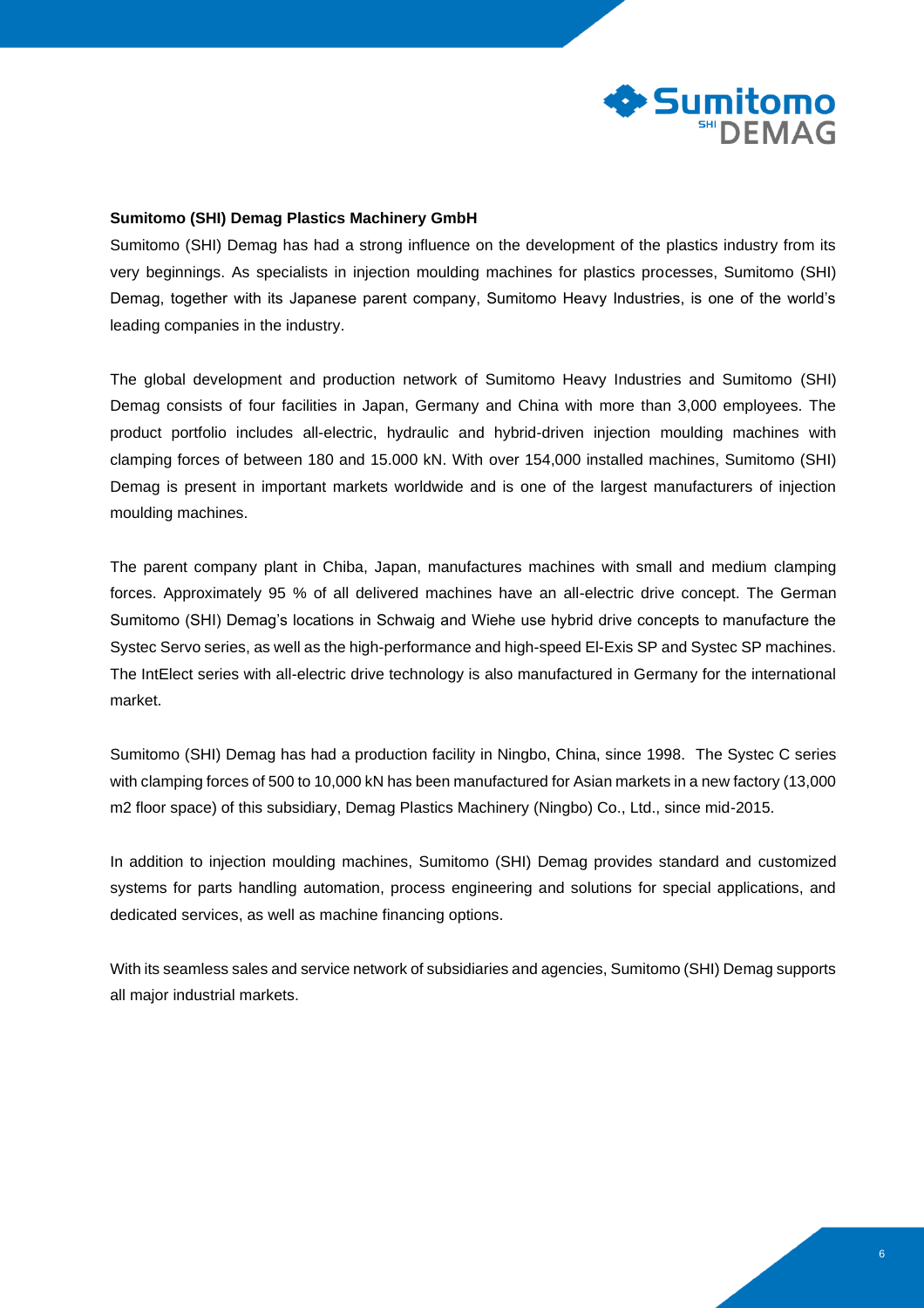**Sumitomo (SHI) Demag Plastics Machinery GmbH**

Sumitomo (SHI) Demag has had a strong influence on the development of the plastics industry from its very beginnings. As specialists in injection moulding machines for plastics processes, Sumitomo (SHI) Demag, together with its Japanese parent company, Sumitomo Heavy Industries, is one of the world's leading companies in the industry.

The global development and production network of Sumitomo Heavy Industries and Sumitomo (SHI) Demag consists of four facilities in Japan, Germany and China with more than 3,000 employees. The product portfolio includes all-electric, hydraulic and hybrid-driven injection moulding machines with clamping forces of between 180 and 15.000 kN. With over 154,000 installed machines, Sumitomo (SHI) Demag is present in important markets worldwide and is one of the largest manufacturers of injection moulding machines.

The parent company plant in Chiba, Japan, manufactures machines with small and medium clamping forces. Approximately 95 % of all delivered machines have an all-electric drive concept. The German Sumitomo (SHI) Demag's locations in Schwaig and Wiehe use hybrid drive concepts to manufacture the Systec Servo series, as well as the high-performance and high-speed El-Exis SP and Systec SP machines. The IntElect series with all-electric drive technology is also manufactured in Germany for the international market.

Sumitomo (SHI) Demag has had a production facility in Ningbo, China, since 1998. The Systec C series with clamping forces of 500 to 10,000 kN has been manufactured for Asian markets in a new factory (13,000 m2 floor space) of this subsidiary, Demag Plastics Machinery (Ningbo) Co., Ltd., since mid-2015.

In addition to injection moulding machines, Sumitomo (SHI) Demag provides standard and customized systems for parts handling automation, process engineering and solutions for special applications, and dedicated services, as well as machine financing options.

With its seamless sales and service network of subsidiaries and agencies, Sumitomo (SHI) Demag supports all major industrial markets.